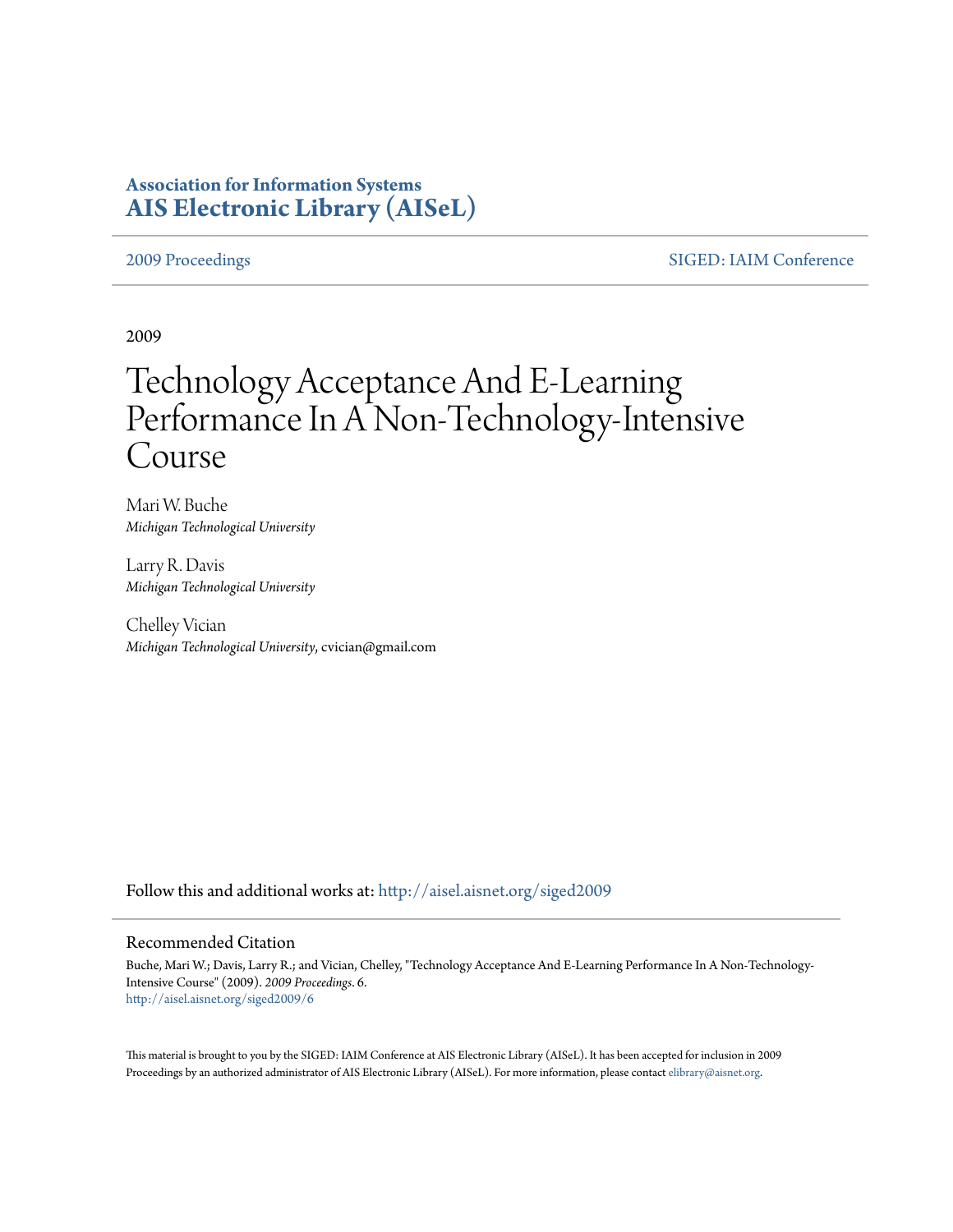**Association for Information Systems**
**AIS Electronic Library (AISeL)**

2009 Proceedings | SIGED: IAIM Conference

2009

# Technology Acceptance And E-Learning Performance In A Non-Technology-Intensive Course

Mari W. Buche
*Michigan Technological University*

Larry R. Davis
*Michigan Technological University*

Chelley Vician
*Michigan Technological University*, cvician@gmail.com

Follow this and additional works at: http://aisel.aisnet.org/siged2009

## Recommended Citation

Buche, Mari W.; Davis, Larry R.; and Vician, Chelley, "Technology Acceptance And E-Learning Performance In A Non-Technology-Intensive Course" (2009). *2009 Proceedings*. 6.
http://aisel.aisnet.org/siged2009/6

This material is brought to you by the SIGED: IAIM Conference at AIS Electronic Library (AISeL). It has been accepted for inclusion in 2009 Proceedings by an authorized administrator of AIS Electronic Library (AISeL). For more information, please contact elibrary@aisnet.org.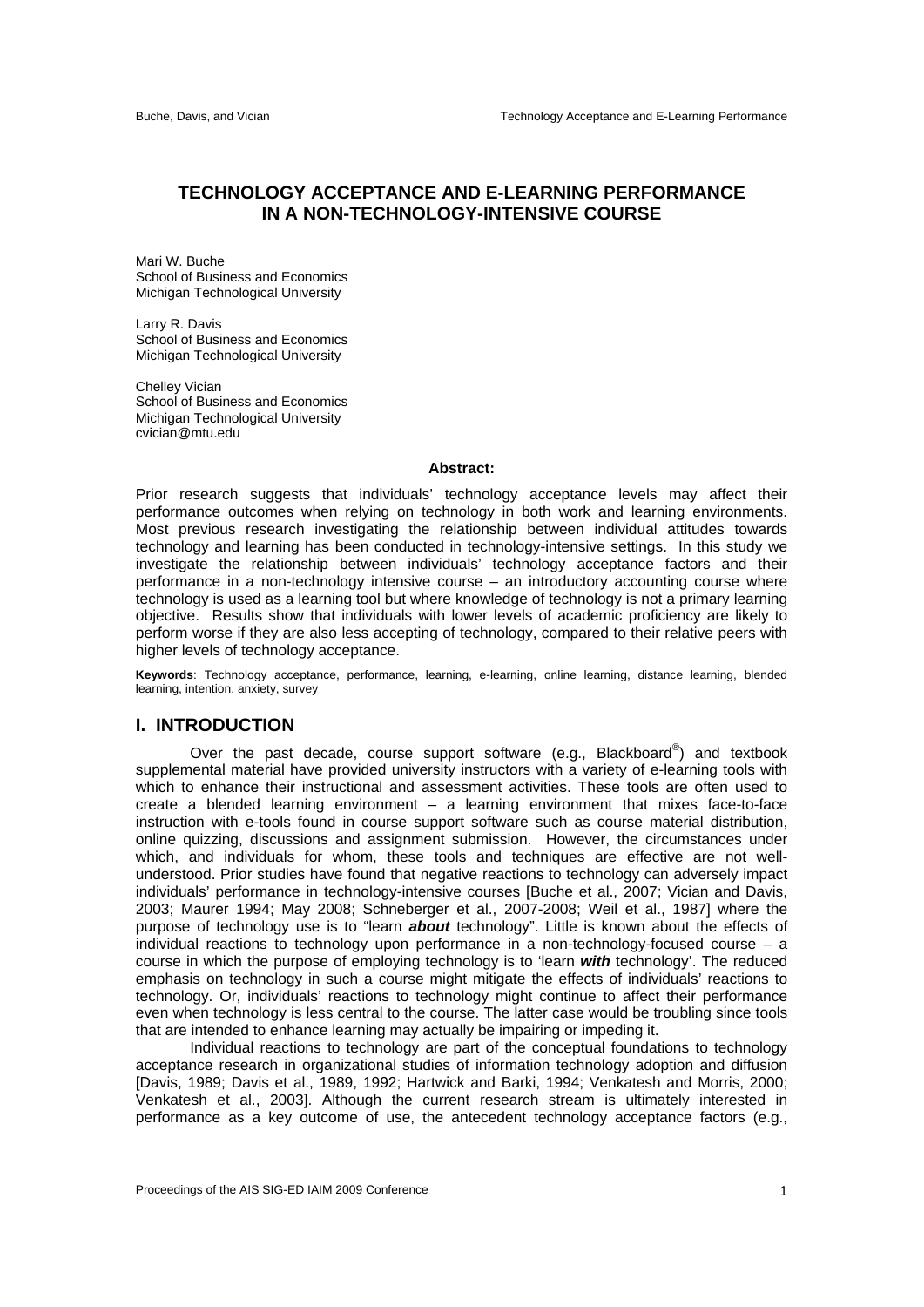# TECHNOLOGY ACCEPTANCE AND E-LEARNING PERFORMANCE IN A NON-TECHNOLOGY-INTENSIVE COURSE

Mari W. Buche
School of Business and Economics
Michigan Technological University

Larry R. Davis
School of Business and Economics
Michigan Technological University

Chelley Vician
School of Business and Economics
Michigan Technological University
cvician@mtu.edu

**Abstract:**

Prior research suggests that individuals' technology acceptance levels may affect their performance outcomes when relying on technology in both work and learning environments. Most previous research investigating the relationship between individual attitudes towards technology and learning has been conducted in technology-intensive settings. In this study we investigate the relationship between individuals' technology acceptance factors and their performance in a non-technology intensive course – an introductory accounting course where technology is used as a learning tool but where knowledge of technology is not a primary learning objective. Results show that individuals with lower levels of academic proficiency are likely to perform worse if they are also less accepting of technology, compared to their relative peers with higher levels of technology acceptance.

**Keywords**: Technology acceptance, performance, learning, e-learning, online learning, distance learning, blended learning, intention, anxiety, survey

## I. INTRODUCTION

Over the past decade, course support software (e.g., Blackboard®) and textbook supplemental material have provided university instructors with a variety of e-learning tools with which to enhance their instructional and assessment activities. These tools are often used to create a blended learning environment – a learning environment that mixes face-to-face instruction with e-tools found in course support software such as course material distribution, online quizzing, discussions and assignment submission. However, the circumstances under which, and individuals for whom, these tools and techniques are effective are not well-understood. Prior studies have found that negative reactions to technology can adversely impact individuals' performance in technology-intensive courses [Buche et al., 2007; Vician and Davis, 2003; Maurer 1994; May 2008; Schneberger et al., 2007-2008; Weil et al., 1987] where the purpose of technology use is to "learn ***about*** technology". Little is known about the effects of individual reactions to technology upon performance in a non-technology-focused course – a course in which the purpose of employing technology is to 'learn ***with*** technology'. The reduced emphasis on technology in such a course might mitigate the effects of individuals' reactions to technology. Or, individuals' reactions to technology might continue to affect their performance even when technology is less central to the course. The latter case would be troubling since tools that are intended to enhance learning may actually be impairing or impeding it.

Individual reactions to technology are part of the conceptual foundations to technology acceptance research in organizational studies of information technology adoption and diffusion [Davis, 1989; Davis et al., 1989, 1992; Hartwick and Barki, 1994; Venkatesh and Morris, 2000; Venkatesh et al., 2003]. Although the current research stream is ultimately interested in performance as a key outcome of use, the antecedent technology acceptance factors (e.g.,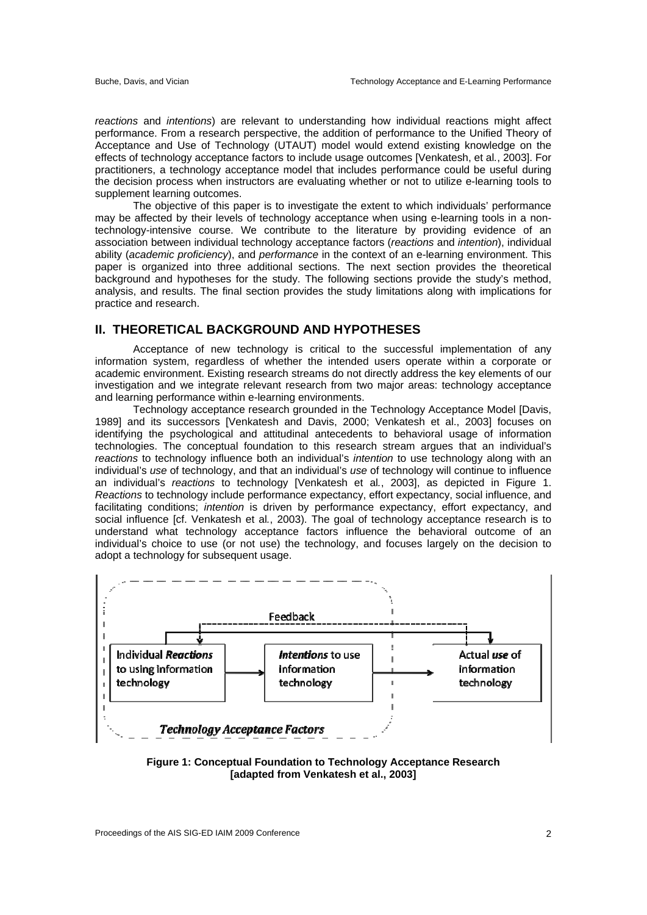*reactions* and *intentions*) are relevant to understanding how individual reactions might affect performance. From a research perspective, the addition of performance to the Unified Theory of Acceptance and Use of Technology (UTAUT) model would extend existing knowledge on the effects of technology acceptance factors to include usage outcomes [Venkatesh, et al*.*, 2003]. For practitioners, a technology acceptance model that includes performance could be useful during the decision process when instructors are evaluating whether or not to utilize e-learning tools to supplement learning outcomes.

The objective of this paper is to investigate the extent to which individuals' performance may be affected by their levels of technology acceptance when using e-learning tools in a non-technology-intensive course. We contribute to the literature by providing evidence of an association between individual technology acceptance factors (*reactions* and *intention*), individual ability (*academic proficiency*), and *performance* in the context of an e-learning environment. This paper is organized into three additional sections. The next section provides the theoretical background and hypotheses for the study. The following sections provide the study's method, analysis, and results. The final section provides the study limitations along with implications for practice and research.

## II. THEORETICAL BACKGROUND AND HYPOTHESES

Acceptance of new technology is critical to the successful implementation of any information system, regardless of whether the intended users operate within a corporate or academic environment. Existing research streams do not directly address the key elements of our investigation and we integrate relevant research from two major areas: technology acceptance and learning performance within e-learning environments.

Technology acceptance research grounded in the Technology Acceptance Model [Davis, 1989] and its successors [Venkatesh and Davis, 2000; Venkatesh et al., 2003] focuses on identifying the psychological and attitudinal antecedents to behavioral usage of information technologies. The conceptual foundation to this research stream argues that an individual's *reactions* to technology influence both an individual's *intention* to use technology along with an individual's *use* of technology, and that an individual's *use* of technology will continue to influence an individual's *reactions* to technology [Venkatesh et al*.*, 2003], as depicted in Figure 1. *Reactions* to technology include performance expectancy, effort expectancy, social influence, and facilitating conditions; *intention* is driven by performance expectancy, effort expectancy, and social influence [cf. Venkatesh et al*.*, 2003). The goal of technology acceptance research is to understand what technology acceptance factors influence the behavioral outcome of an individual's choice to use (or not use) the technology, and focuses largely on the decision to adopt a technology for subsequent usage.

Feedback

Individual *Reactions* to using information technology → *Intentions* to use information technology → Actual *use* of information technology

*Technology Acceptance Factors*

**Figure 1: Conceptual Foundation to Technology Acceptance Research [adapted from Venkatesh et al., 2003]**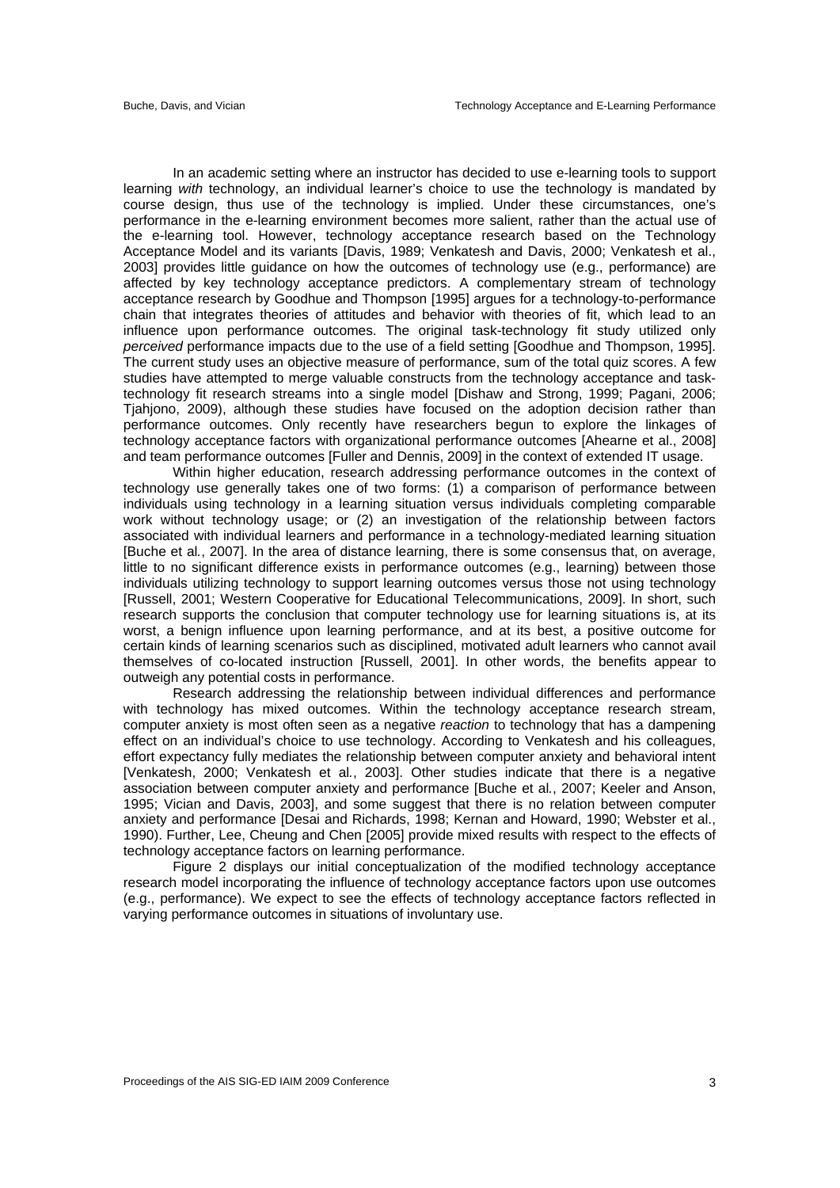In an academic setting where an instructor has decided to use e-learning tools to support learning *with* technology, an individual learner's choice to use the technology is mandated by course design, thus use of the technology is implied. Under these circumstances, one's performance in the e-learning environment becomes more salient, rather than the actual use of the e-learning tool. However, technology acceptance research based on the Technology Acceptance Model and its variants [Davis, 1989; Venkatesh and Davis, 2000; Venkatesh et al., 2003] provides little guidance on how the outcomes of technology use (e.g., performance) are affected by key technology acceptance predictors. A complementary stream of technology acceptance research by Goodhue and Thompson [1995] argues for a technology-to-performance chain that integrates theories of attitudes and behavior with theories of fit, which lead to an influence upon performance outcomes. The original task-technology fit study utilized only *perceived* performance impacts due to the use of a field setting [Goodhue and Thompson, 1995]. The current study uses an objective measure of performance, sum of the total quiz scores. A few studies have attempted to merge valuable constructs from the technology acceptance and task-technology fit research streams into a single model [Dishaw and Strong, 1999; Pagani, 2006; Tjahjono, 2009), although these studies have focused on the adoption decision rather than performance outcomes. Only recently have researchers begun to explore the linkages of technology acceptance factors with organizational performance outcomes [Ahearne et al., 2008] and team performance outcomes [Fuller and Dennis, 2009] in the context of extended IT usage.

Within higher education, research addressing performance outcomes in the context of technology use generally takes one of two forms: (1) a comparison of performance between individuals using technology in a learning situation versus individuals completing comparable work without technology usage; or (2) an investigation of the relationship between factors associated with individual learners and performance in a technology-mediated learning situation [Buche et al., 2007]. In the area of distance learning, there is some consensus that, on average, little to no significant difference exists in performance outcomes (e.g., learning) between those individuals utilizing technology to support learning outcomes versus those not using technology [Russell, 2001; Western Cooperative for Educational Telecommunications, 2009]. In short, such research supports the conclusion that computer technology use for learning situations is, at its worst, a benign influence upon learning performance, and at its best, a positive outcome for certain kinds of learning scenarios such as disciplined, motivated adult learners who cannot avail themselves of co-located instruction [Russell, 2001]. In other words, the benefits appear to outweigh any potential costs in performance.

Research addressing the relationship between individual differences and performance with technology has mixed outcomes. Within the technology acceptance research stream, computer anxiety is most often seen as a negative *reaction* to technology that has a dampening effect on an individual's choice to use technology. According to Venkatesh and his colleagues, effort expectancy fully mediates the relationship between computer anxiety and behavioral intent [Venkatesh, 2000; Venkatesh et al., 2003]. Other studies indicate that there is a negative association between computer anxiety and performance [Buche et al., 2007; Keeler and Anson, 1995; Vician and Davis, 2003], and some suggest that there is no relation between computer anxiety and performance [Desai and Richards, 1998; Kernan and Howard, 1990; Webster et al., 1990). Further, Lee, Cheung and Chen [2005] provide mixed results with respect to the effects of technology acceptance factors on learning performance.

Figure 2 displays our initial conceptualization of the modified technology acceptance research model incorporating the influence of technology acceptance factors upon use outcomes (e.g., performance). We expect to see the effects of technology acceptance factors reflected in varying performance outcomes in situations of involuntary use.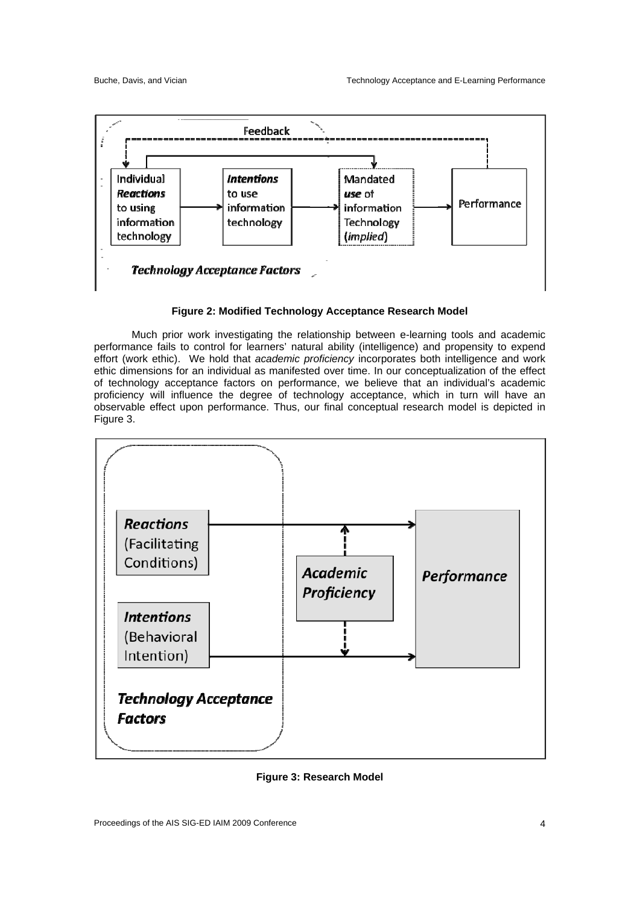**Figure 2: Modified Technology Acceptance Research Model**

Much prior work investigating the relationship between e-learning tools and academic performance fails to control for learners' natural ability (intelligence) and propensity to expend effort (work ethic). We hold that *academic proficiency* incorporates both intelligence and work ethic dimensions for an individual as manifested over time. In our conceptualization of the effect of technology acceptance factors on performance, we believe that an individual's academic proficiency will influence the degree of technology acceptance, which in turn will have an observable effect upon performance. Thus, our final conceptual research model is depicted in Figure 3.

**Figure 3: Research Model**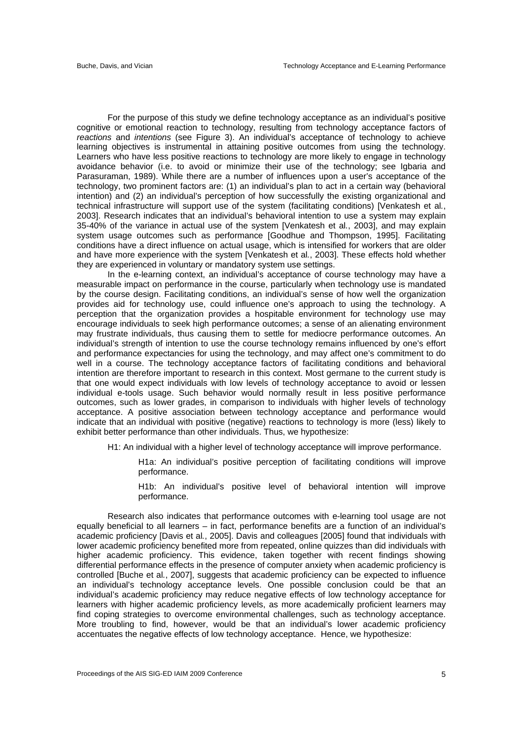For the purpose of this study we define technology acceptance as an individual's positive cognitive or emotional reaction to technology, resulting from technology acceptance factors of *reactions* and *intentions* (see Figure 3). An individual's acceptance of technology to achieve learning objectives is instrumental in attaining positive outcomes from using the technology. Learners who have less positive reactions to technology are more likely to engage in technology avoidance behavior (i.e. to avoid or minimize their use of the technology; see Igbaria and Parasuraman, 1989). While there are a number of influences upon a user's acceptance of the technology, two prominent factors are: (1) an individual's plan to act in a certain way (behavioral intention) and (2) an individual's perception of how successfully the existing organizational and technical infrastructure will support use of the system (facilitating conditions) [Venkatesh et al., 2003]. Research indicates that an individual's behavioral intention to use a system may explain 35-40% of the variance in actual use of the system [Venkatesh et al., 2003], and may explain system usage outcomes such as performance [Goodhue and Thompson, 1995]. Facilitating conditions have a direct influence on actual usage, which is intensified for workers that are older and have more experience with the system [Venkatesh et al., 2003]. These effects hold whether they are experienced in voluntary or mandatory system use settings.

In the e-learning context, an individual's acceptance of course technology may have a measurable impact on performance in the course, particularly when technology use is mandated by the course design. Facilitating conditions, an individual's sense of how well the organization provides aid for technology use, could influence one's approach to using the technology. A perception that the organization provides a hospitable environment for technology use may encourage individuals to seek high performance outcomes; a sense of an alienating environment may frustrate individuals, thus causing them to settle for mediocre performance outcomes. An individual's strength of intention to use the course technology remains influenced by one's effort and performance expectancies for using the technology, and may affect one's commitment to do well in a course. The technology acceptance factors of facilitating conditions and behavioral intention are therefore important to research in this context. Most germane to the current study is that one would expect individuals with low levels of technology acceptance to avoid or lessen individual e-tools usage. Such behavior would normally result in less positive performance outcomes, such as lower grades, in comparison to individuals with higher levels of technology acceptance. A positive association between technology acceptance and performance would indicate that an individual with positive (negative) reactions to technology is more (less) likely to exhibit better performance than other individuals. Thus, we hypothesize:

H1: An individual with a higher level of technology acceptance will improve performance.

> H1a: An individual's positive perception of facilitating conditions will improve performance.
>
> H1b: An individual's positive level of behavioral intention will improve performance.

Research also indicates that performance outcomes with e-learning tool usage are not equally beneficial to all learners – in fact, performance benefits are a function of an individual's academic proficiency [Davis et al., 2005]. Davis and colleagues [2005] found that individuals with lower academic proficiency benefited more from repeated, online quizzes than did individuals with higher academic proficiency. This evidence, taken together with recent findings showing differential performance effects in the presence of computer anxiety when academic proficiency is controlled [Buche et al., 2007], suggests that academic proficiency can be expected to influence an individual's technology acceptance levels. One possible conclusion could be that an individual's academic proficiency may reduce negative effects of low technology acceptance for learners with higher academic proficiency levels, as more academically proficient learners may find coping strategies to overcome environmental challenges, such as technology acceptance. More troubling to find, however, would be that an individual's lower academic proficiency accentuates the negative effects of low technology acceptance. Hence, we hypothesize: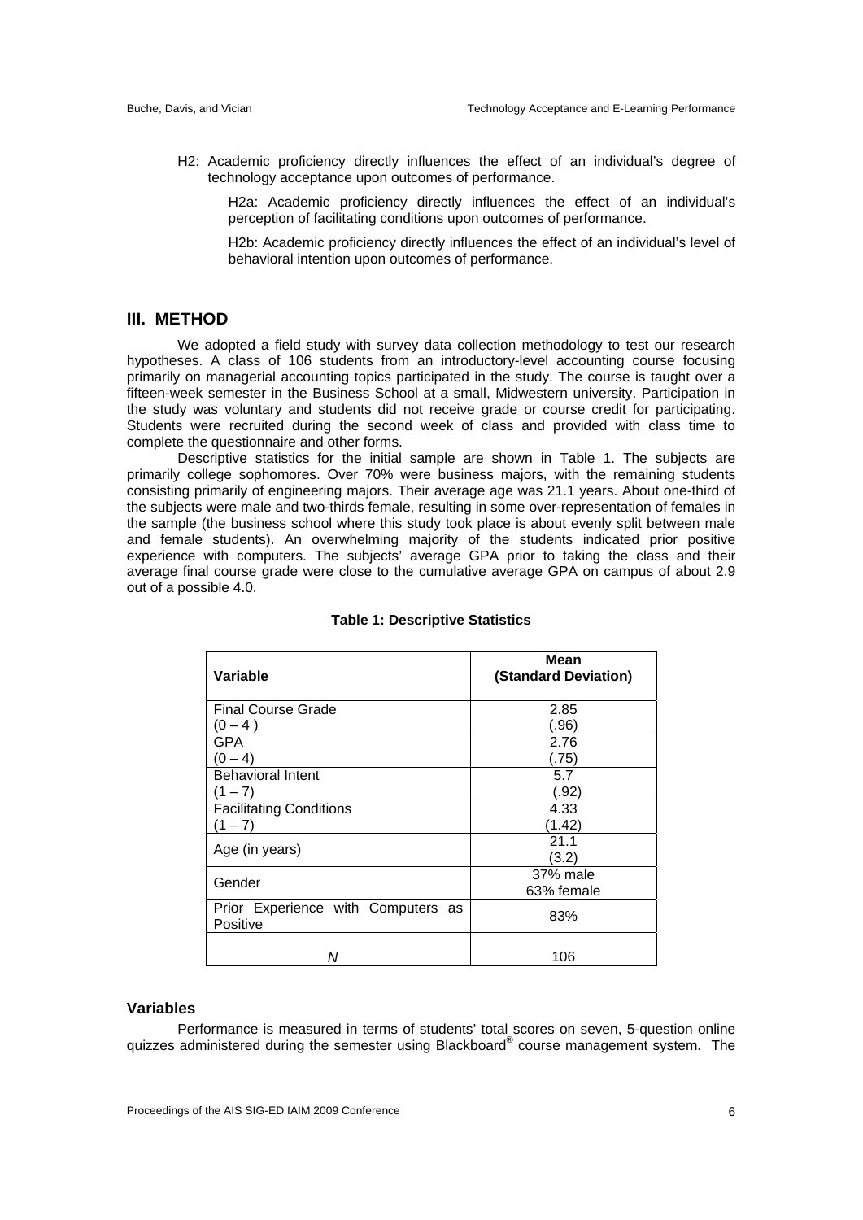H2: Academic proficiency directly influences the effect of an individual's degree of technology acceptance upon outcomes of performance.

H2a: Academic proficiency directly influences the effect of an individual's perception of facilitating conditions upon outcomes of performance.

H2b: Academic proficiency directly influences the effect of an individual's level of behavioral intention upon outcomes of performance.

## III. METHOD

We adopted a field study with survey data collection methodology to test our research hypotheses. A class of 106 students from an introductory-level accounting course focusing primarily on managerial accounting topics participated in the study. The course is taught over a fifteen-week semester in the Business School at a small, Midwestern university. Participation in the study was voluntary and students did not receive grade or course credit for participating. Students were recruited during the second week of class and provided with class time to complete the questionnaire and other forms.

Descriptive statistics for the initial sample are shown in Table 1. The subjects are primarily college sophomores. Over 70% were business majors, with the remaining students consisting primarily of engineering majors. Their average age was 21.1 years. About one-third of the subjects were male and two-thirds female, resulting in some over-representation of females in the sample (the business school where this study took place is about evenly split between male and female students). An overwhelming majority of the students indicated prior positive experience with computers. The subjects' average GPA prior to taking the class and their average final course grade were close to the cumulative average GPA on campus of about 2.9 out of a possible 4.0.

**Table 1: Descriptive Statistics**

| Variable | Mean (Standard Deviation) |
|---|---|
| Final Course Grade (0 – 4 ) | 2.85 (.96) |
| GPA (0 – 4) | 2.76 (.75) |
| Behavioral Intent (1 – 7) | 5.7 (.92) |
| Facilitating Conditions (1 – 7) | 4.33 (1.42) |
| Age (in years) | 21.1 (3.2) |
| Gender | 37% male 63% female |
| Prior Experience with Computers as Positive | 83% |
| *N* | 106 |

### Variables

Performance is measured in terms of students' total scores on seven, 5-question online quizzes administered during the semester using Blackboard® course management system. The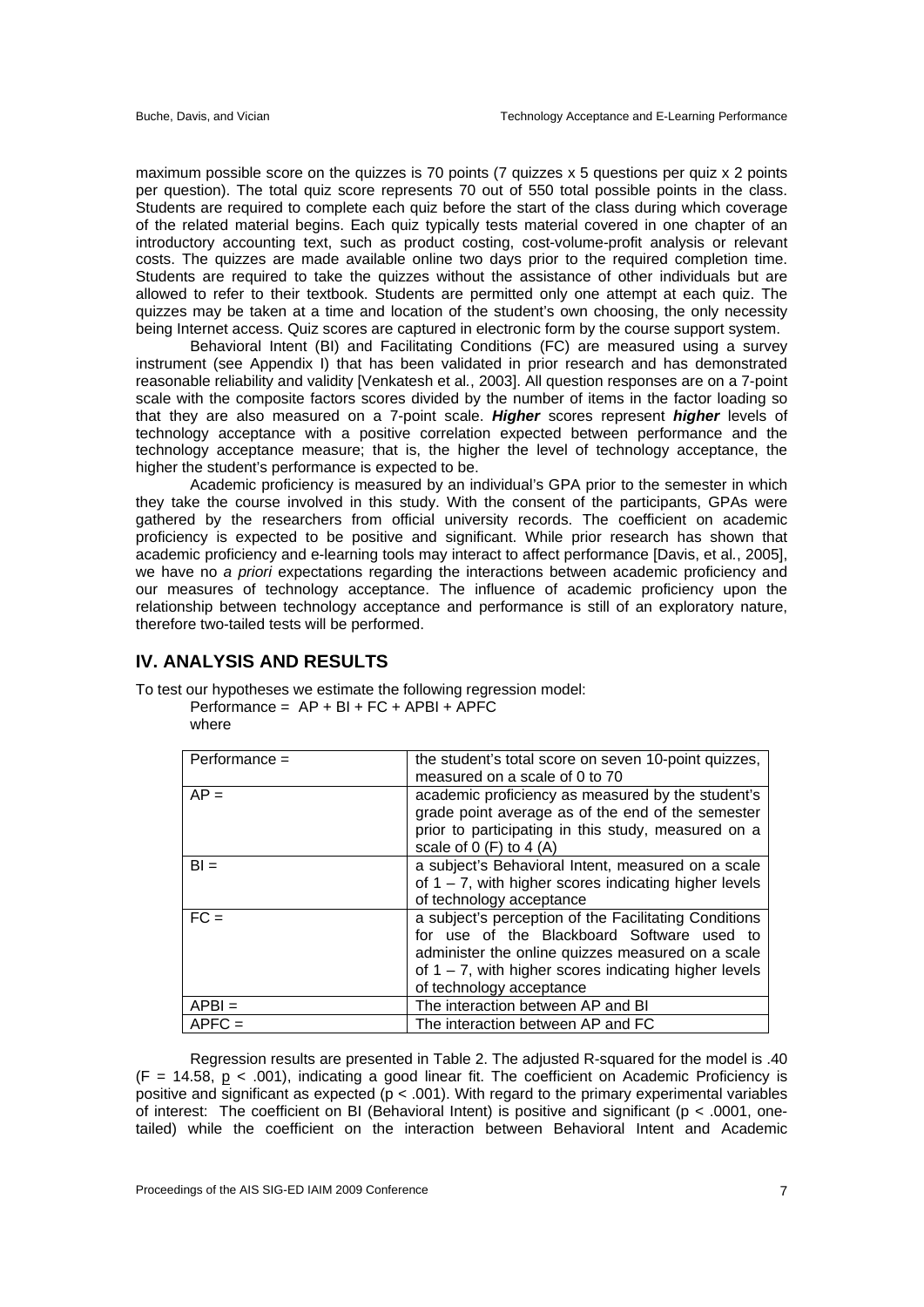maximum possible score on the quizzes is 70 points (7 quizzes x 5 questions per quiz x 2 points per question). The total quiz score represents 70 out of 550 total possible points in the class. Students are required to complete each quiz before the start of the class during which coverage of the related material begins. Each quiz typically tests material covered in one chapter of an introductory accounting text, such as product costing, cost-volume-profit analysis or relevant costs. The quizzes are made available online two days prior to the required completion time. Students are required to take the quizzes without the assistance of other individuals but are allowed to refer to their textbook. Students are permitted only one attempt at each quiz. The quizzes may be taken at a time and location of the student's own choosing, the only necessity being Internet access. Quiz scores are captured in electronic form by the course support system.

Behavioral Intent (BI) and Facilitating Conditions (FC) are measured using a survey instrument (see Appendix I) that has been validated in prior research and has demonstrated reasonable reliability and validity [Venkatesh et al., 2003]. All question responses are on a 7-point scale with the composite factors scores divided by the number of items in the factor loading so that they are also measured on a 7-point scale. ***Higher*** scores represent ***higher*** levels of technology acceptance with a positive correlation expected between performance and the technology acceptance measure; that is, the higher the level of technology acceptance, the higher the student's performance is expected to be.

Academic proficiency is measured by an individual's GPA prior to the semester in which they take the course involved in this study. With the consent of the participants, GPAs were gathered by the researchers from official university records. The coefficient on academic proficiency is expected to be positive and significant. While prior research has shown that academic proficiency and e-learning tools may interact to affect performance [Davis, et al., 2005], we have no *a priori* expectations regarding the interactions between academic proficiency and our measures of technology acceptance. The influence of academic proficiency upon the relationship between technology acceptance and performance is still of an exploratory nature, therefore two-tailed tests will be performed.

## IV. ANALYSIS AND RESULTS

To test our hypotheses we estimate the following regression model:

Performance = AP + BI + FC + APBI + APFC

where

| | |
|---|---|
| Performance = | the student's total score on seven 10-point quizzes, measured on a scale of 0 to 70 |
| AP = | academic proficiency as measured by the student's grade point average as of the end of the semester prior to participating in this study, measured on a scale of 0 (F) to 4 (A) |
| BI = | a subject's Behavioral Intent, measured on a scale of 1 – 7, with higher scores indicating higher levels of technology acceptance |
| FC = | a subject's perception of the Facilitating Conditions for use of the Blackboard Software used to administer the online quizzes measured on a scale of 1 – 7, with higher scores indicating higher levels of technology acceptance |
| APBI = | The interaction between AP and BI |
| APFC = | The interaction between AP and FC |

Regression results are presented in Table 2. The adjusted R-squared for the model is .40 ($F = 14.58$, $p < .001$), indicating a good linear fit. The coefficient on Academic Proficiency is positive and significant as expected ($p < .001$). With regard to the primary experimental variables of interest: The coefficient on BI (Behavioral Intent) is positive and significant ($p < .0001$, one-tailed) while the coefficient on the interaction between Behavioral Intent and Academic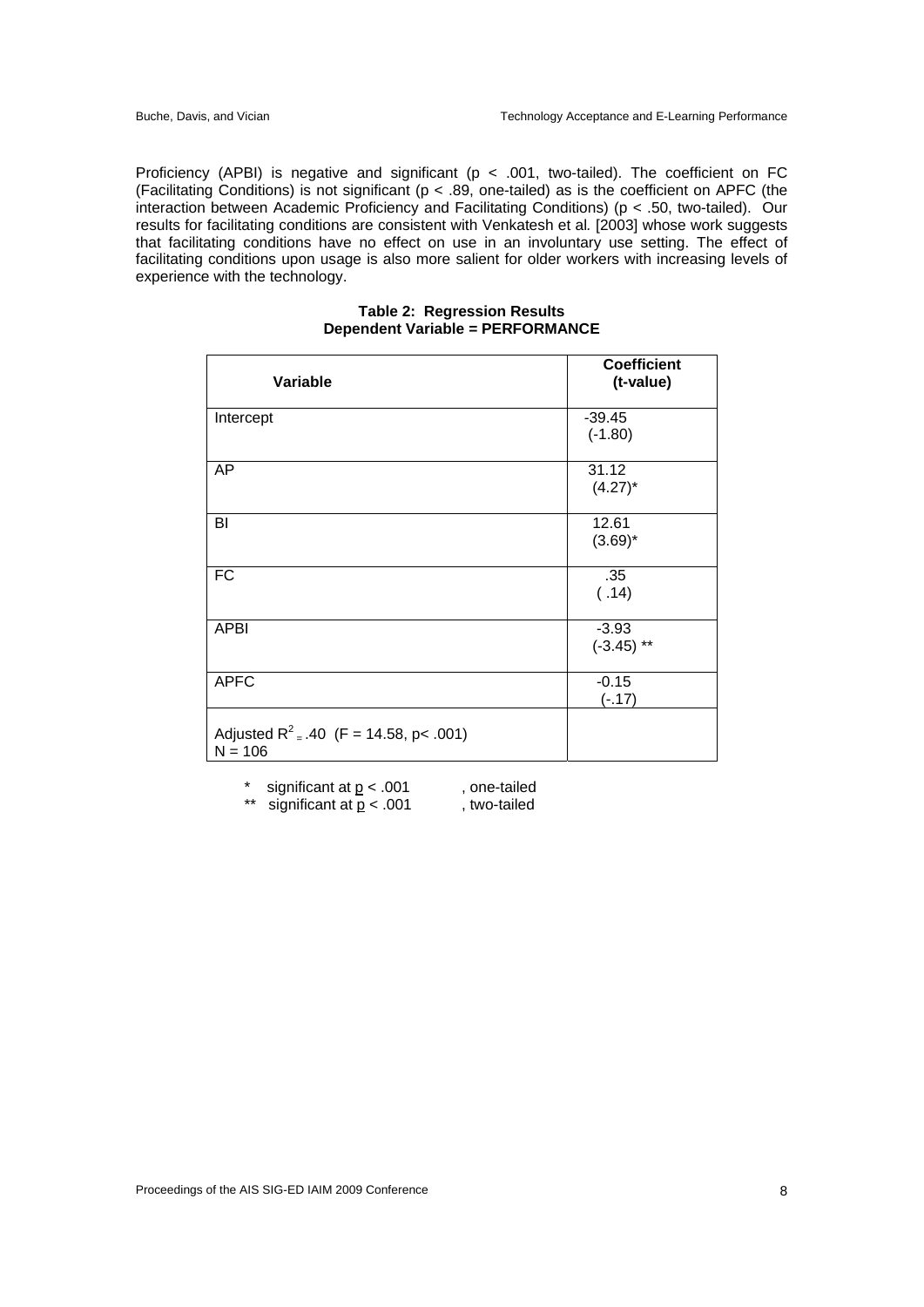Proficiency (APBI) is negative and significant ($p < .001$, two-tailed). The coefficient on FC (Facilitating Conditions) is not significant ($p < .89$, one-tailed) as is the coefficient on APFC (the interaction between Academic Proficiency and Facilitating Conditions) ($p < .50$, two-tailed). Our results for facilitating conditions are consistent with Venkatesh et al*.* [2003] whose work suggests that facilitating conditions have no effect on use in an involuntary use setting. The effect of facilitating conditions upon usage is also more salient for older workers with increasing levels of experience with the technology.

**Table 2: Regression Results**
**Dependent Variable = PERFORMANCE**

| Variable | Coefficient (t-value) |
|---|---|
| Intercept | -39.45 (-1.80) |
| AP | 31.12 (4.27)* |
| BI | 12.61 (3.69)* |
| FC | .35 ( .14) |
| APBI | -3.93 (-3.45) ** |
| APFC | -0.15 (-.17) |
| Adjusted $R^2 = .40$ ($F = 14.58$, $p < .001$) N = 106 | |

\* significant at $p < .001$ , one-tailed
\*\* significant at $p < .001$ , two-tailed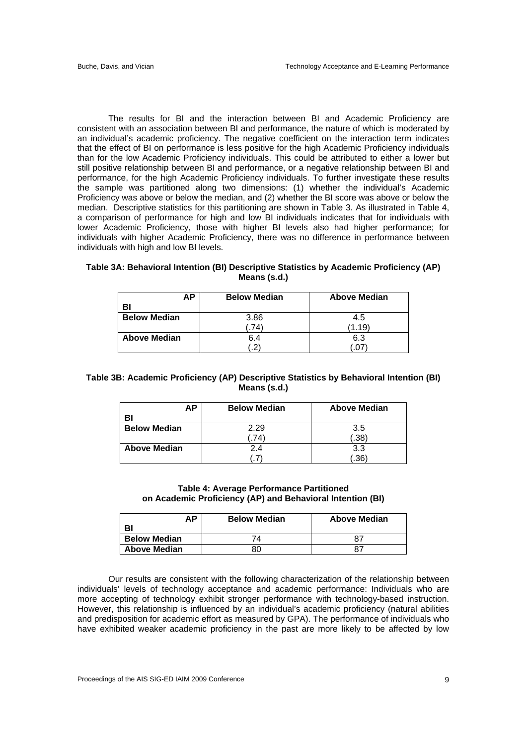The results for BI and the interaction between BI and Academic Proficiency are consistent with an association between BI and performance, the nature of which is moderated by an individual's academic proficiency. The negative coefficient on the interaction term indicates that the effect of BI on performance is less positive for the high Academic Proficiency individuals than for the low Academic Proficiency individuals. This could be attributed to either a lower but still positive relationship between BI and performance, or a negative relationship between BI and performance, for the high Academic Proficiency individuals. To further investigate these results the sample was partitioned along two dimensions: (1) whether the individual's Academic Proficiency was above or below the median, and (2) whether the BI score was above or below the median. Descriptive statistics for this partitioning are shown in Table 3. As illustrated in Table 4, a comparison of performance for high and low BI individuals indicates that for individuals with lower Academic Proficiency, those with higher BI levels also had higher performance; for individuals with higher Academic Proficiency, there was no difference in performance between individuals with high and low BI levels.

**Table 3A: Behavioral Intention (BI) Descriptive Statistics by Academic Proficiency (AP) Means (s.d.)**

| AP / BI | Below Median | Above Median |
|---|---|---|
| **Below Median** | 3.86 (.74) | 4.5 (1.19) |
| **Above Median** | 6.4 (.2) | 6.3 (.07) |

**Table 3B: Academic Proficiency (AP) Descriptive Statistics by Behavioral Intention (BI) Means (s.d.)**

| AP / BI | Below Median | Above Median |
|---|---|---|
| **Below Median** | 2.29 (.74) | 3.5 (.38) |
| **Above Median** | 2.4 (.7) | 3.3 (.36) |

**Table 4: Average Performance Partitioned on Academic Proficiency (AP) and Behavioral Intention (BI)**

| AP / BI | Below Median | Above Median |
|---|---|---|
| **Below Median** | 74 | 87 |
| **Above Median** | 80 | 87 |

Our results are consistent with the following characterization of the relationship between individuals' levels of technology acceptance and academic performance: Individuals who are more accepting of technology exhibit stronger performance with technology-based instruction. However, this relationship is influenced by an individual's academic proficiency (natural abilities and predisposition for academic effort as measured by GPA). The performance of individuals who have exhibited weaker academic proficiency in the past are more likely to be affected by low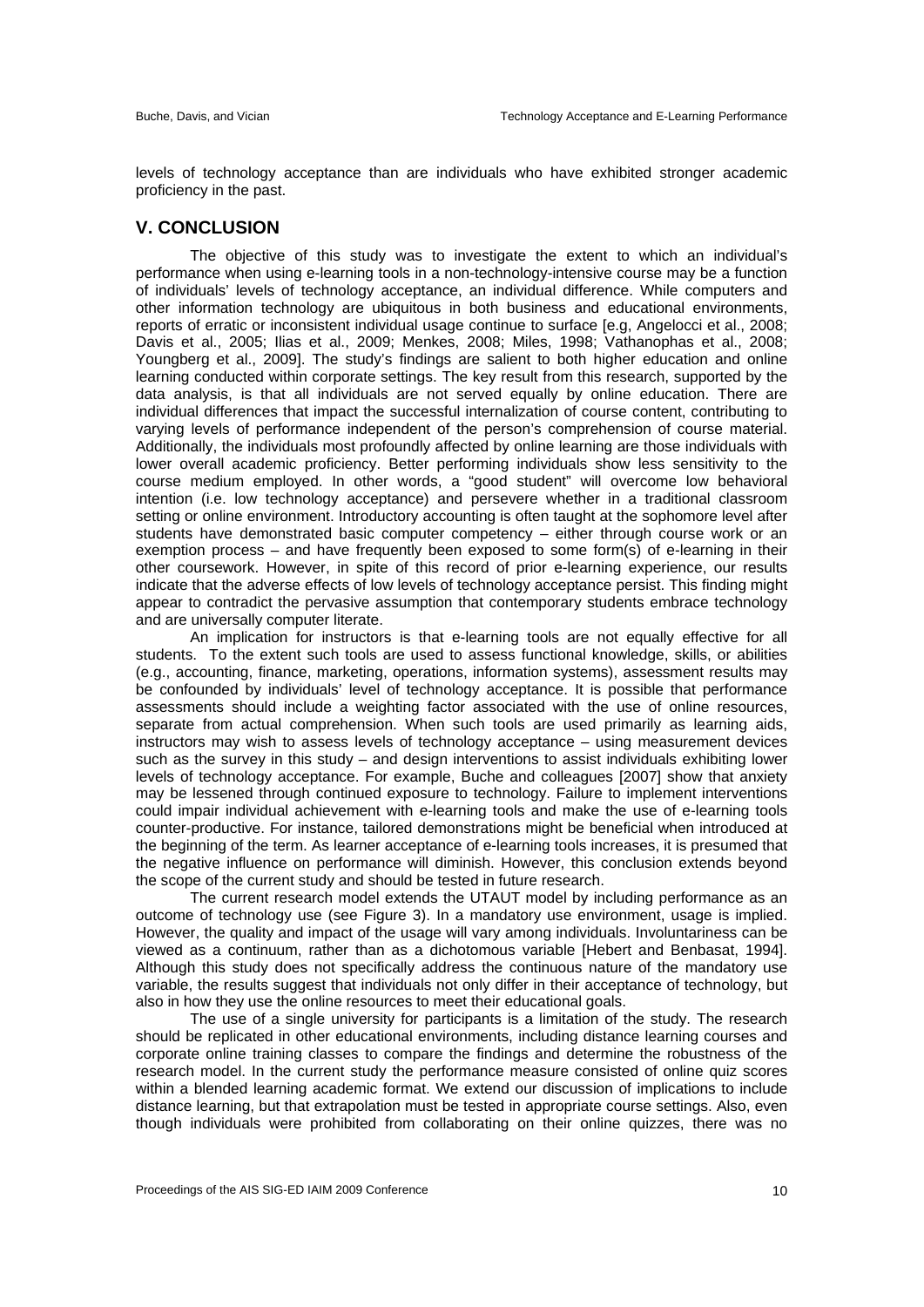levels of technology acceptance than are individuals who have exhibited stronger academic proficiency in the past.

## V. CONCLUSION

The objective of this study was to investigate the extent to which an individual's performance when using e-learning tools in a non-technology-intensive course may be a function of individuals' levels of technology acceptance, an individual difference. While computers and other information technology are ubiquitous in both business and educational environments, reports of erratic or inconsistent individual usage continue to surface [e.g, Angelocci et al., 2008; Davis et al., 2005; Ilias et al., 2009; Menkes, 2008; Miles, 1998; Vathanophas et al., 2008; Youngberg et al., 2009]. The study's findings are salient to both higher education and online learning conducted within corporate settings. The key result from this research, supported by the data analysis, is that all individuals are not served equally by online education. There are individual differences that impact the successful internalization of course content, contributing to varying levels of performance independent of the person's comprehension of course material. Additionally, the individuals most profoundly affected by online learning are those individuals with lower overall academic proficiency. Better performing individuals show less sensitivity to the course medium employed. In other words, a "good student" will overcome low behavioral intention (i.e. low technology acceptance) and persevere whether in a traditional classroom setting or online environment. Introductory accounting is often taught at the sophomore level after students have demonstrated basic computer competency – either through course work or an exemption process – and have frequently been exposed to some form(s) of e-learning in their other coursework. However, in spite of this record of prior e-learning experience, our results indicate that the adverse effects of low levels of technology acceptance persist. This finding might appear to contradict the pervasive assumption that contemporary students embrace technology and are universally computer literate.

An implication for instructors is that e-learning tools are not equally effective for all students. To the extent such tools are used to assess functional knowledge, skills, or abilities (e.g., accounting, finance, marketing, operations, information systems), assessment results may be confounded by individuals' level of technology acceptance. It is possible that performance assessments should include a weighting factor associated with the use of online resources, separate from actual comprehension. When such tools are used primarily as learning aids, instructors may wish to assess levels of technology acceptance – using measurement devices such as the survey in this study – and design interventions to assist individuals exhibiting lower levels of technology acceptance. For example, Buche and colleagues [2007] show that anxiety may be lessened through continued exposure to technology. Failure to implement interventions could impair individual achievement with e-learning tools and make the use of e-learning tools counter-productive. For instance, tailored demonstrations might be beneficial when introduced at the beginning of the term. As learner acceptance of e-learning tools increases, it is presumed that the negative influence on performance will diminish. However, this conclusion extends beyond the scope of the current study and should be tested in future research.

The current research model extends the UTAUT model by including performance as an outcome of technology use (see Figure 3). In a mandatory use environment, usage is implied. However, the quality and impact of the usage will vary among individuals. Involuntariness can be viewed as a continuum, rather than as a dichotomous variable [Hebert and Benbasat, 1994]. Although this study does not specifically address the continuous nature of the mandatory use variable, the results suggest that individuals not only differ in their acceptance of technology, but also in how they use the online resources to meet their educational goals.

The use of a single university for participants is a limitation of the study. The research should be replicated in other educational environments, including distance learning courses and corporate online training classes to compare the findings and determine the robustness of the research model. In the current study the performance measure consisted of online quiz scores within a blended learning academic format. We extend our discussion of implications to include distance learning, but that extrapolation must be tested in appropriate course settings. Also, even though individuals were prohibited from collaborating on their online quizzes, there was no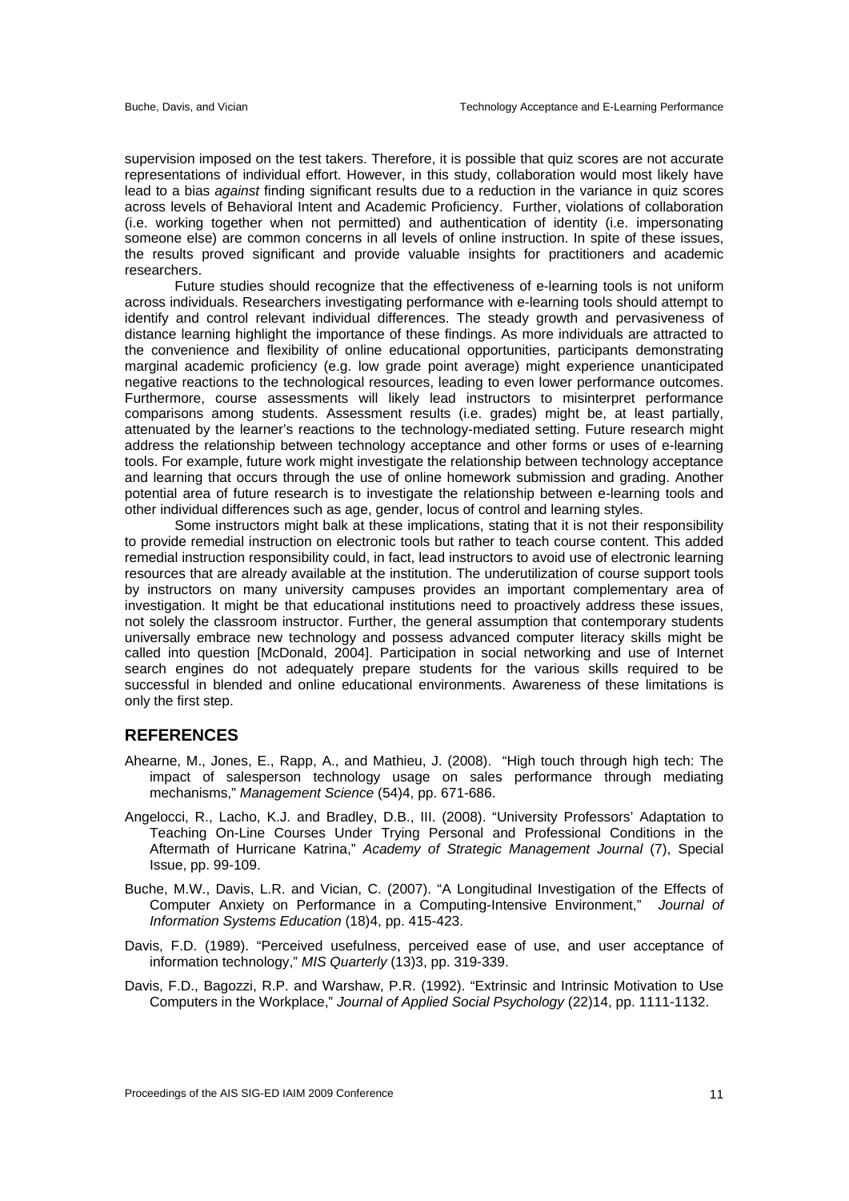supervision imposed on the test takers. Therefore, it is possible that quiz scores are not accurate representations of individual effort. However, in this study, collaboration would most likely have lead to a bias *against* finding significant results due to a reduction in the variance in quiz scores across levels of Behavioral Intent and Academic Proficiency. Further, violations of collaboration (i.e. working together when not permitted) and authentication of identity (i.e. impersonating someone else) are common concerns in all levels of online instruction. In spite of these issues, the results proved significant and provide valuable insights for practitioners and academic researchers.

Future studies should recognize that the effectiveness of e-learning tools is not uniform across individuals. Researchers investigating performance with e-learning tools should attempt to identify and control relevant individual differences. The steady growth and pervasiveness of distance learning highlight the importance of these findings. As more individuals are attracted to the convenience and flexibility of online educational opportunities, participants demonstrating marginal academic proficiency (e.g. low grade point average) might experience unanticipated negative reactions to the technological resources, leading to even lower performance outcomes. Furthermore, course assessments will likely lead instructors to misinterpret performance comparisons among students. Assessment results (i.e. grades) might be, at least partially, attenuated by the learner's reactions to the technology-mediated setting. Future research might address the relationship between technology acceptance and other forms or uses of e-learning tools. For example, future work might investigate the relationship between technology acceptance and learning that occurs through the use of online homework submission and grading. Another potential area of future research is to investigate the relationship between e-learning tools and other individual differences such as age, gender, locus of control and learning styles.

Some instructors might balk at these implications, stating that it is not their responsibility to provide remedial instruction on electronic tools but rather to teach course content. This added remedial instruction responsibility could, in fact, lead instructors to avoid use of electronic learning resources that are already available at the institution. The underutilization of course support tools by instructors on many university campuses provides an important complementary area of investigation. It might be that educational institutions need to proactively address these issues, not solely the classroom instructor. Further, the general assumption that contemporary students universally embrace new technology and possess advanced computer literacy skills might be called into question [McDonald, 2004]. Participation in social networking and use of Internet search engines do not adequately prepare students for the various skills required to be successful in blended and online educational environments. Awareness of these limitations is only the first step.

## REFERENCES

Ahearne, M., Jones, E., Rapp, A., and Mathieu, J. (2008). "High touch through high tech: The impact of salesperson technology usage on sales performance through mediating mechanisms," *Management Science* (54)4, pp. 671-686.

Angelocci, R., Lacho, K.J. and Bradley, D.B., III. (2008). "University Professors' Adaptation to Teaching On-Line Courses Under Trying Personal and Professional Conditions in the Aftermath of Hurricane Katrina," *Academy of Strategic Management Journal* (7), Special Issue, pp. 99-109.

Buche, M.W., Davis, L.R. and Vician, C. (2007). "A Longitudinal Investigation of the Effects of Computer Anxiety on Performance in a Computing-Intensive Environment," *Journal of Information Systems Education* (18)4, pp. 415-423.

Davis, F.D. (1989). "Perceived usefulness, perceived ease of use, and user acceptance of information technology," *MIS Quarterly* (13)3, pp. 319-339.

Davis, F.D., Bagozzi, R.P. and Warshaw, P.R. (1992). "Extrinsic and Intrinsic Motivation to Use Computers in the Workplace," *Journal of Applied Social Psychology* (22)14, pp. 1111-1132.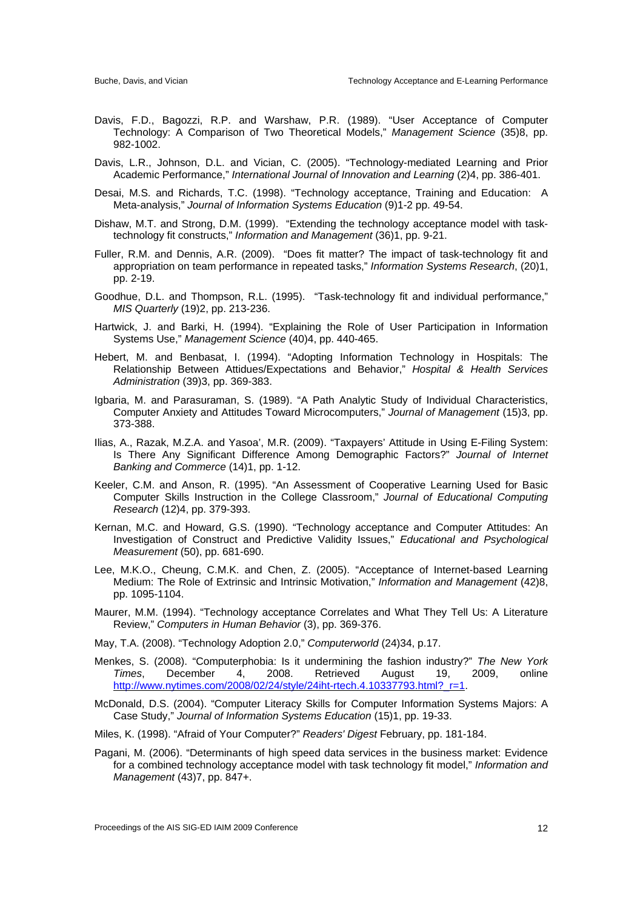Davis, F.D., Bagozzi, R.P. and Warshaw, P.R. (1989). "User Acceptance of Computer Technology: A Comparison of Two Theoretical Models," *Management Science* (35)8, pp. 982-1002.

Davis, L.R., Johnson, D.L. and Vician, C. (2005). "Technology-mediated Learning and Prior Academic Performance," *International Journal of Innovation and Learning* (2)4, pp. 386-401.

Desai, M.S. and Richards, T.C. (1998). "Technology acceptance, Training and Education: A Meta-analysis," *Journal of Information Systems Education* (9)1-2 pp. 49-54.

Dishaw, M.T. and Strong, D.M. (1999). "Extending the technology acceptance model with task-technology fit constructs," *Information and Management* (36)1, pp. 9-21.

Fuller, R.M. and Dennis, A.R. (2009). "Does fit matter? The impact of task-technology fit and appropriation on team performance in repeated tasks," *Information Systems Research*, (20)1, pp. 2-19.

Goodhue, D.L. and Thompson, R.L. (1995). "Task-technology fit and individual performance," *MIS Quarterly* (19)2, pp. 213-236.

Hartwick, J. and Barki, H. (1994). "Explaining the Role of User Participation in Information Systems Use," *Management Science* (40)4, pp. 440-465.

Hebert, M. and Benbasat, I. (1994). "Adopting Information Technology in Hospitals: The Relationship Between Attidues/Expectations and Behavior," *Hospital & Health Services Administration* (39)3, pp. 369-383.

Igbaria, M. and Parasuraman, S. (1989). "A Path Analytic Study of Individual Characteristics, Computer Anxiety and Attitudes Toward Microcomputers," *Journal of Management* (15)3, pp. 373-388.

Ilias, A., Razak, M.Z.A. and Yasoa', M.R. (2009). "Taxpayers' Attitude in Using E-Filing System: Is There Any Significant Difference Among Demographic Factors?" *Journal of Internet Banking and Commerce* (14)1, pp. 1-12.

Keeler, C.M. and Anson, R. (1995). "An Assessment of Cooperative Learning Used for Basic Computer Skills Instruction in the College Classroom," *Journal of Educational Computing Research* (12)4, pp. 379-393.

Kernan, M.C. and Howard, G.S. (1990). "Technology acceptance and Computer Attitudes: An Investigation of Construct and Predictive Validity Issues," *Educational and Psychological Measurement* (50), pp. 681-690.

Lee, M.K.O., Cheung, C.M.K. and Chen, Z. (2005). "Acceptance of Internet-based Learning Medium: The Role of Extrinsic and Intrinsic Motivation," *Information and Management* (42)8, pp. 1095-1104.

Maurer, M.M. (1994). "Technology acceptance Correlates and What They Tell Us: A Literature Review," *Computers in Human Behavior* (3), pp. 369-376.

May, T.A. (2008). "Technology Adoption 2.0," *Computerworld* (24)34, p.17.

Menkes, S. (2008). "Computerphobia: Is it undermining the fashion industry?" *The New York Times*, December 4, 2008. Retrieved August 19, 2009, online http://www.nytimes.com/2008/02/24/style/24iht-rtech.4.10337793.html?_r=1.

McDonald, D.S. (2004). "Computer Literacy Skills for Computer Information Systems Majors: A Case Study," *Journal of Information Systems Education* (15)1, pp. 19-33.

Miles, K. (1998). "Afraid of Your Computer?" *Readers' Digest* February, pp. 181-184.

Pagani, M. (2006). "Determinants of high speed data services in the business market: Evidence for a combined technology acceptance model with task technology fit model," *Information and Management* (43)7, pp. 847+.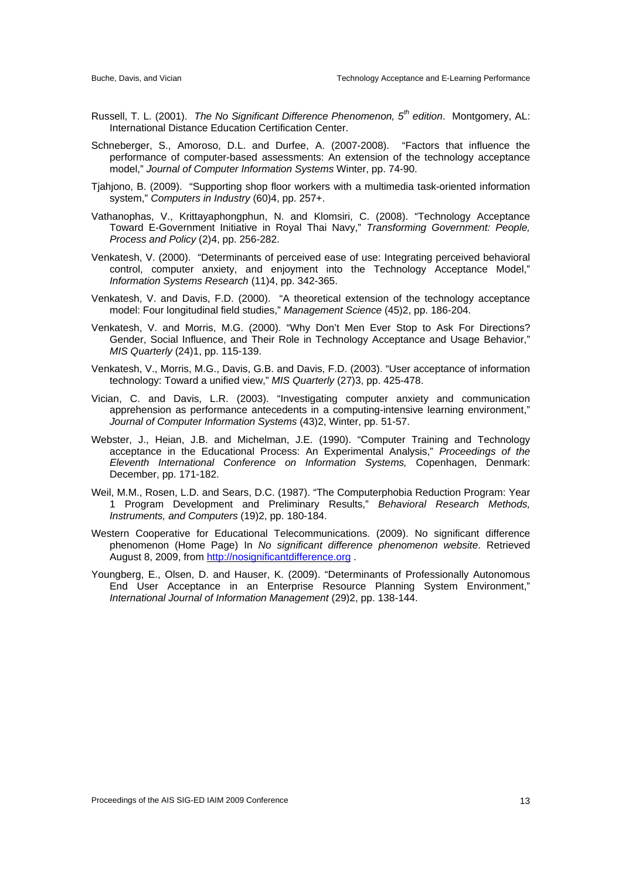Russell, T. L. (2001). *The No Significant Difference Phenomenon, 5th edition*. Montgomery, AL: International Distance Education Certification Center.

Schneberger, S., Amoroso, D.L. and Durfee, A. (2007-2008). "Factors that influence the performance of computer-based assessments: An extension of the technology acceptance model," *Journal of Computer Information Systems* Winter, pp. 74-90.

Tjahjono, B. (2009). "Supporting shop floor workers with a multimedia task-oriented information system," *Computers in Industry* (60)4, pp. 257+.

Vathanophas, V., Krittayaphongphun, N. and Klomsiri, C. (2008). "Technology Acceptance Toward E-Government Initiative in Royal Thai Navy," *Transforming Government: People, Process and Policy* (2)4, pp. 256-282.

Venkatesh, V. (2000). "Determinants of perceived ease of use: Integrating perceived behavioral control, computer anxiety, and enjoyment into the Technology Acceptance Model," *Information Systems Research* (11)4, pp. 342-365.

Venkatesh, V. and Davis, F.D. (2000). "A theoretical extension of the technology acceptance model: Four longitudinal field studies," *Management Science* (45)2, pp. 186-204.

Venkatesh, V. and Morris, M.G. (2000). "Why Don't Men Ever Stop to Ask For Directions? Gender, Social Influence, and Their Role in Technology Acceptance and Usage Behavior," *MIS Quarterly* (24)1, pp. 115-139.

Venkatesh, V., Morris, M.G., Davis, G.B. and Davis, F.D. (2003). "User acceptance of information technology: Toward a unified view," *MIS Quarterly* (27)3, pp. 425-478.

Vician, C. and Davis, L.R. (2003). "Investigating computer anxiety and communication apprehension as performance antecedents in a computing-intensive learning environment," *Journal of Computer Information Systems* (43)2, Winter, pp. 51-57.

Webster, J., Heian, J.B. and Michelman, J.E. (1990). "Computer Training and Technology acceptance in the Educational Process: An Experimental Analysis," *Proceedings of the Eleventh International Conference on Information Systems,* Copenhagen, Denmark: December, pp. 171-182.

Weil, M.M., Rosen, L.D. and Sears, D.C. (1987). "The Computerphobia Reduction Program: Year 1 Program Development and Preliminary Results," *Behavioral Research Methods, Instruments, and Computers* (19)2, pp. 180-184.

Western Cooperative for Educational Telecommunications. (2009). No significant difference phenomenon (Home Page) In *No significant difference phenomenon website*. Retrieved August 8, 2009, from http://nosignificantdifference.org .

Youngberg, E., Olsen, D. and Hauser, K. (2009). "Determinants of Professionally Autonomous End User Acceptance in an Enterprise Resource Planning System Environment," *International Journal of Information Management* (29)2, pp. 138-144.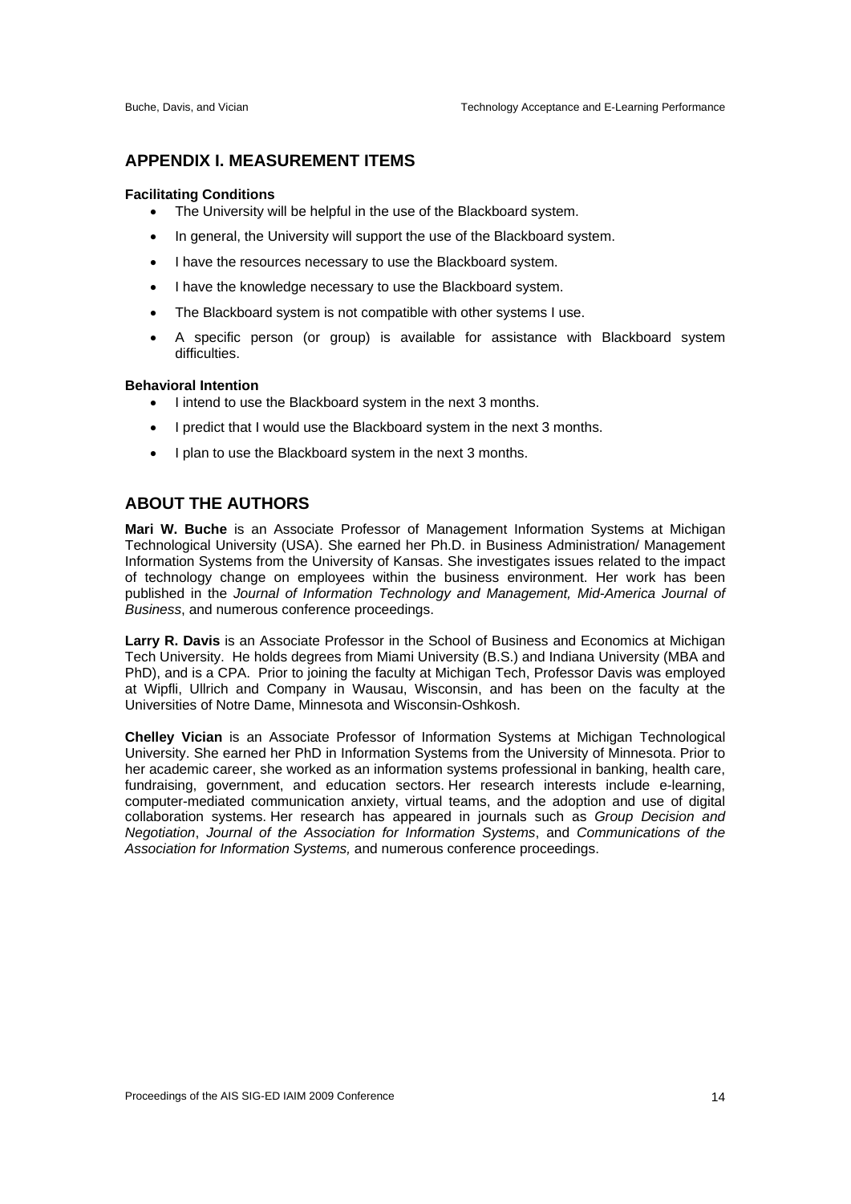## APPENDIX I. MEASUREMENT ITEMS

**Facilitating Conditions**

- The University will be helpful in the use of the Blackboard system.
- In general, the University will support the use of the Blackboard system.
- I have the resources necessary to use the Blackboard system.
- I have the knowledge necessary to use the Blackboard system.
- The Blackboard system is not compatible with other systems I use.
- A specific person (or group) is available for assistance with Blackboard system difficulties.

**Behavioral Intention**

- I intend to use the Blackboard system in the next 3 months.
- I predict that I would use the Blackboard system in the next 3 months.
- I plan to use the Blackboard system in the next 3 months.

## ABOUT THE AUTHORS

**Mari W. Buche** is an Associate Professor of Management Information Systems at Michigan Technological University (USA). She earned her Ph.D. in Business Administration/ Management Information Systems from the University of Kansas. She investigates issues related to the impact of technology change on employees within the business environment. Her work has been published in the *Journal of Information Technology and Management, Mid-America Journal of Business*, and numerous conference proceedings.

**Larry R. Davis** is an Associate Professor in the School of Business and Economics at Michigan Tech University. He holds degrees from Miami University (B.S.) and Indiana University (MBA and PhD), and is a CPA. Prior to joining the faculty at Michigan Tech, Professor Davis was employed at Wipfli, Ullrich and Company in Wausau, Wisconsin, and has been on the faculty at the Universities of Notre Dame, Minnesota and Wisconsin-Oshkosh.

**Chelley Vician** is an Associate Professor of Information Systems at Michigan Technological University. She earned her PhD in Information Systems from the University of Minnesota. Prior to her academic career, she worked as an information systems professional in banking, health care, fundraising, government, and education sectors. Her research interests include e-learning, computer-mediated communication anxiety, virtual teams, and the adoption and use of digital collaboration systems. Her research has appeared in journals such as *Group Decision and Negotiation*, *Journal of the Association for Information Systems*, and *Communications of the Association for Information Systems,* and numerous conference proceedings.